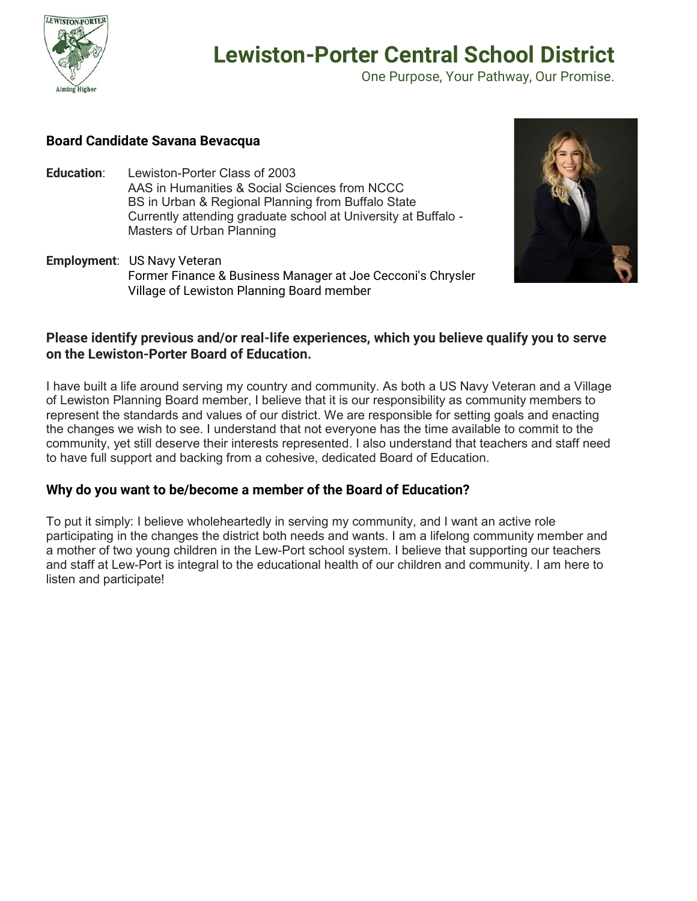# Lewiston-Porter Central School District

One Purpose, Your Pathway, Our Promise.

**Board Candidate Savana Bevacqua**

**Education**: Lewiston-Porter Class of 2003
AAS in Humanities & Social Sciences from NCCC
BS in Urban & Regional Planning from Buffalo State
Currently attending graduate school at University at Buffalo - Masters of Urban Planning

**Employment**: US Navy Veteran
Former Finance & Business Manager at Joe Cecconi's Chrysler
Village of Lewiston Planning Board member

### Please identify previous and/or real-life experiences, which you believe qualify you to serve on the Lewiston-Porter Board of Education.

I have built a life around serving my country and community. As both a US Navy Veteran and a Village of Lewiston Planning Board member, I believe that it is our responsibility as community members to represent the standards and values of our district. We are responsible for setting goals and enacting the changes we wish to see. I understand that not everyone has the time available to commit to the community, yet still deserve their interests represented. I also understand that teachers and staff need to have full support and backing from a cohesive, dedicated Board of Education.

### Why do you want to be/become a member of the Board of Education?

To put it simply: I believe wholeheartedly in serving my community, and I want an active role participating in the changes the district both needs and wants. I am a lifelong community member and a mother of two young children in the Lew-Port school system. I believe that supporting our teachers and staff at Lew-Port is integral to the educational health of our children and community. I am here to listen and participate!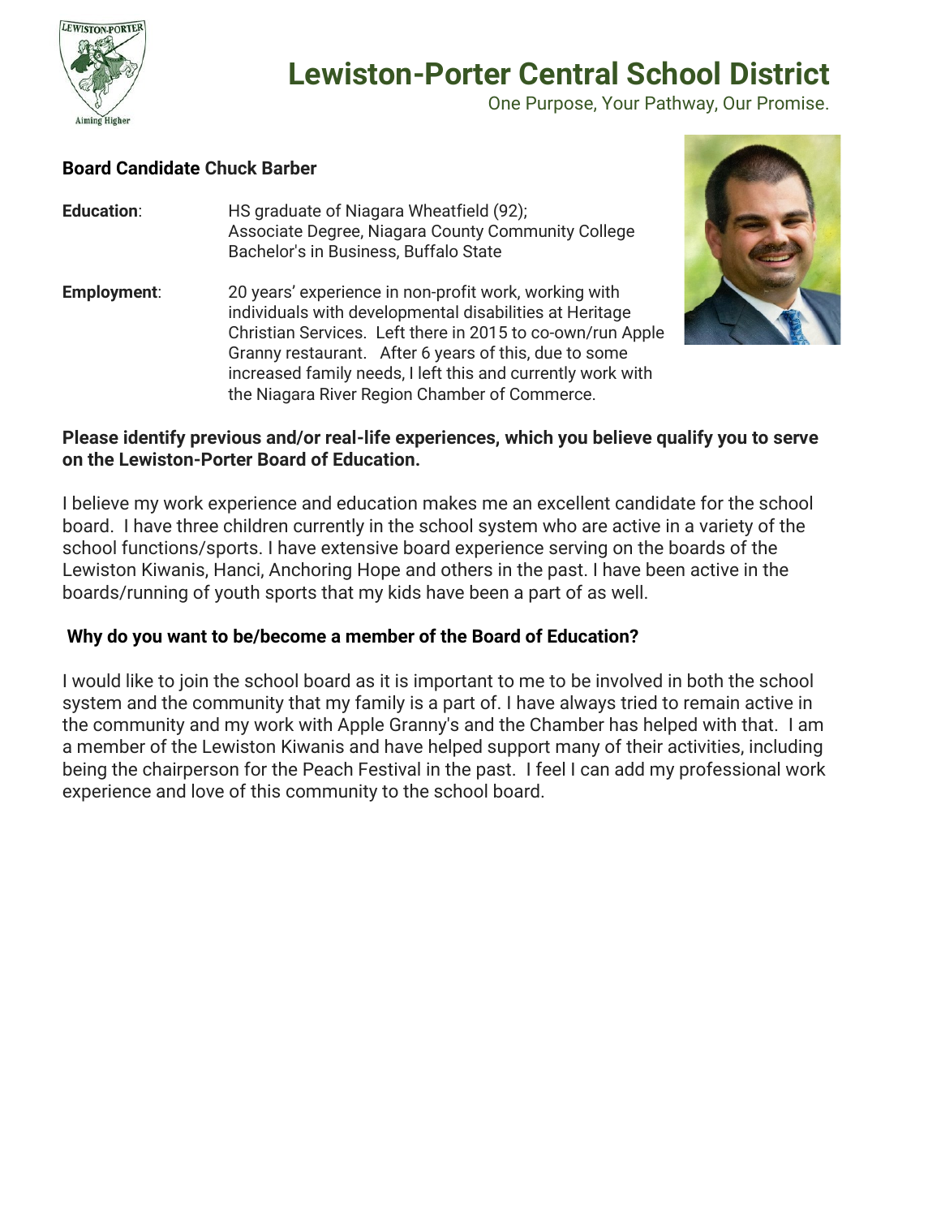# Lewiston-Porter Central School District

One Purpose, Your Pathway, Our Promise.

**Board Candidate Chuck Barber**

**Education**: HS graduate of Niagara Wheatfield (92);
Associate Degree, Niagara County Community College
Bachelor's in Business, Buffalo State

**Employment**: 20 years' experience in non-profit work, working with individuals with developmental disabilities at Heritage Christian Services. Left there in 2015 to co-own/run Apple Granny restaurant. After 6 years of this, due to some increased family needs, I left this and currently work with the Niagara River Region Chamber of Commerce.

**Please identify previous and/or real-life experiences, which you believe qualify you to serve on the Lewiston-Porter Board of Education.**

I believe my work experience and education makes me an excellent candidate for the school board. I have three children currently in the school system who are active in a variety of the school functions/sports. I have extensive board experience serving on the boards of the Lewiston Kiwanis, Hanci, Anchoring Hope and others in the past. I have been active in the boards/running of youth sports that my kids have been a part of as well.

**Why do you want to be/become a member of the Board of Education?**

I would like to join the school board as it is important to me to be involved in both the school system and the community that my family is a part of. I have always tried to remain active in the community and my work with Apple Granny's and the Chamber has helped with that. I am a member of the Lewiston Kiwanis and have helped support many of their activities, including being the chairperson for the Peach Festival in the past. I feel I can add my professional work experience and love of this community to the school board.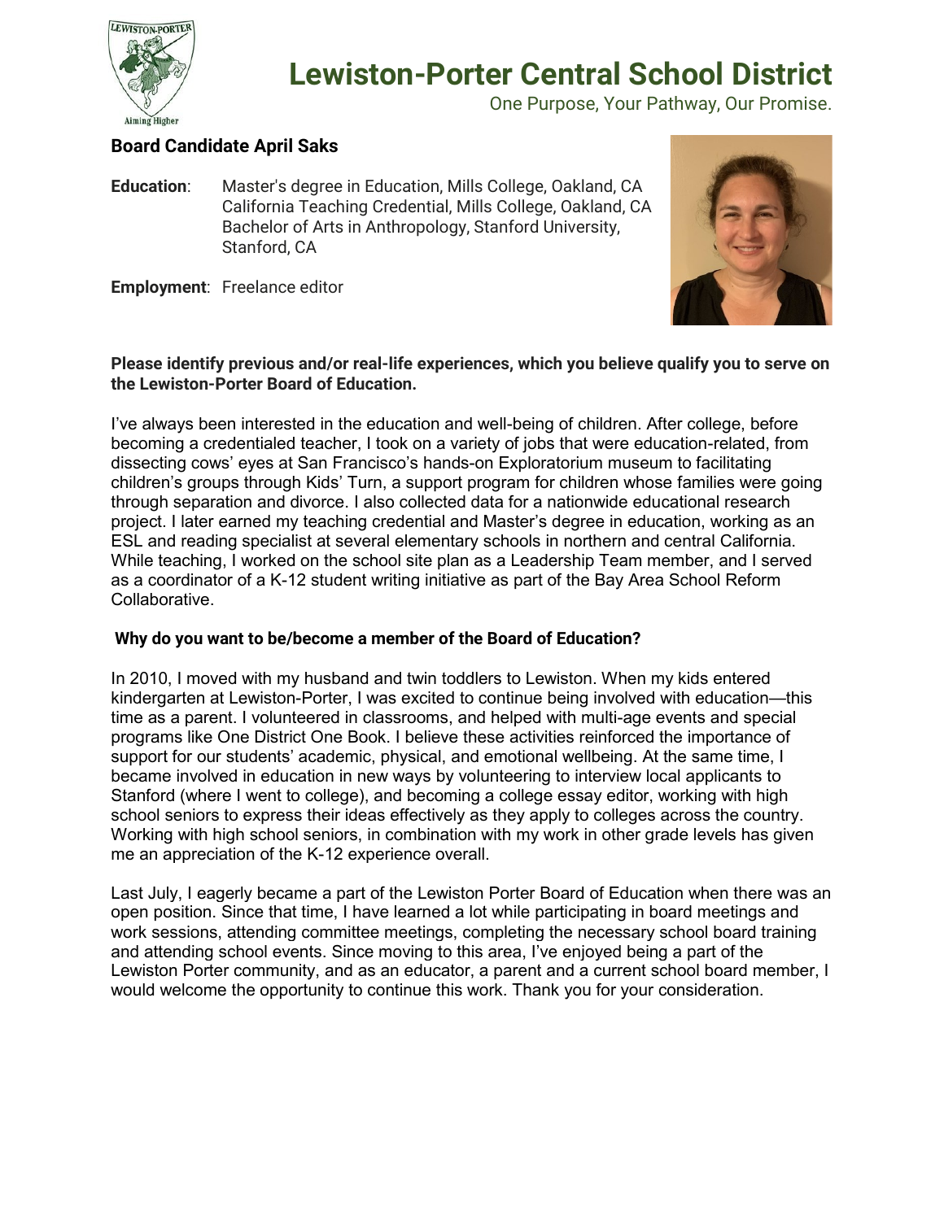# Lewiston-Porter Central School District

One Purpose, Your Pathway, Our Promise.

## Board Candidate April Saks

**Education**: Master's degree in Education, Mills College, Oakland, CA
California Teaching Credential, Mills College, Oakland, CA
Bachelor of Arts in Anthropology, Stanford University, Stanford, CA

**Employment**: Freelance editor

**Please identify previous and/or real-life experiences, which you believe qualify you to serve on the Lewiston-Porter Board of Education.**

I've always been interested in the education and well-being of children. After college, before becoming a credentialed teacher, I took on a variety of jobs that were education-related, from dissecting cows' eyes at San Francisco's hands-on Exploratorium museum to facilitating children's groups through Kids' Turn, a support program for children whose families were going through separation and divorce. I also collected data for a nationwide educational research project. I later earned my teaching credential and Master's degree in education, working as an ESL and reading specialist at several elementary schools in northern and central California. While teaching, I worked on the school site plan as a Leadership Team member, and I served as a coordinator of a K-12 student writing initiative as part of the Bay Area School Reform Collaborative.

**Why do you want to be/become a member of the Board of Education?**

In 2010, I moved with my husband and twin toddlers to Lewiston. When my kids entered kindergarten at Lewiston-Porter, I was excited to continue being involved with education—this time as a parent. I volunteered in classrooms, and helped with multi-age events and special programs like One District One Book. I believe these activities reinforced the importance of support for our students' academic, physical, and emotional wellbeing. At the same time, I became involved in education in new ways by volunteering to interview local applicants to Stanford (where I went to college), and becoming a college essay editor, working with high school seniors to express their ideas effectively as they apply to colleges across the country. Working with high school seniors, in combination with my work in other grade levels has given me an appreciation of the K-12 experience overall.

Last July, I eagerly became a part of the Lewiston Porter Board of Education when there was an open position. Since that time, I have learned a lot while participating in board meetings and work sessions, attending committee meetings, completing the necessary school board training and attending school events. Since moving to this area, I've enjoyed being a part of the Lewiston Porter community, and as an educator, a parent and a current school board member, I would welcome the opportunity to continue this work. Thank you for your consideration.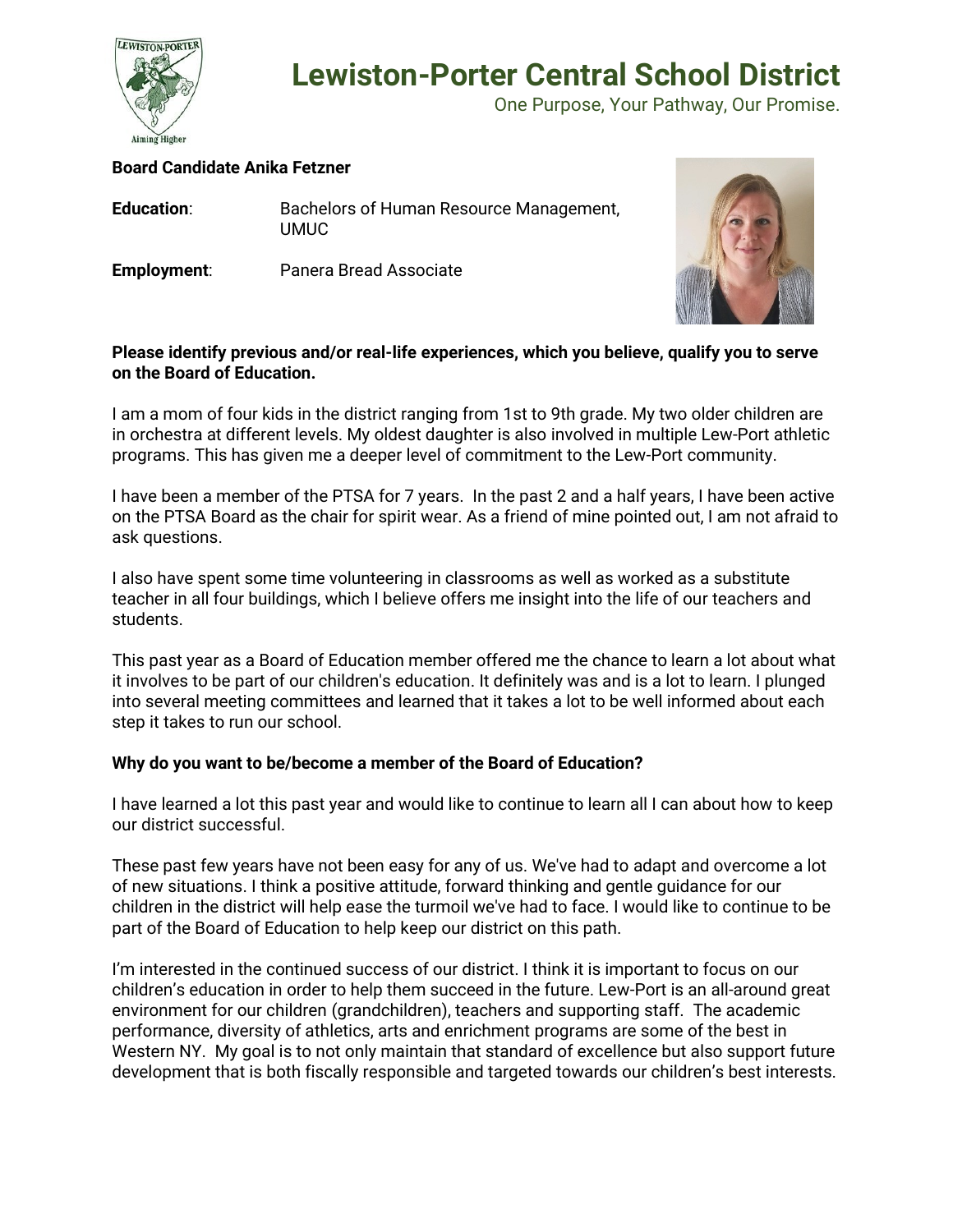# Lewiston-Porter Central School District

One Purpose, Your Pathway, Our Promise.

**Board Candidate Anika Fetzner**

**Education**: Bachelors of Human Resource Management, UMUC

**Employment**: Panera Bread Associate

**Please identify previous and/or real-life experiences, which you believe, qualify you to serve on the Board of Education.**

I am a mom of four kids in the district ranging from 1st to 9th grade. My two older children are in orchestra at different levels. My oldest daughter is also involved in multiple Lew-Port athletic programs. This has given me a deeper level of commitment to the Lew-Port community.

I have been a member of the PTSA for 7 years. In the past 2 and a half years, I have been active on the PTSA Board as the chair for spirit wear. As a friend of mine pointed out, I am not afraid to ask questions.

I also have spent some time volunteering in classrooms as well as worked as a substitute teacher in all four buildings, which I believe offers me insight into the life of our teachers and students.

This past year as a Board of Education member offered me the chance to learn a lot about what it involves to be part of our children's education. It definitely was and is a lot to learn. I plunged into several meeting committees and learned that it takes a lot to be well informed about each step it takes to run our school.

**Why do you want to be/become a member of the Board of Education?**

I have learned a lot this past year and would like to continue to learn all I can about how to keep our district successful.

These past few years have not been easy for any of us. We've had to adapt and overcome a lot of new situations. I think a positive attitude, forward thinking and gentle guidance for our children in the district will help ease the turmoil we've had to face. I would like to continue to be part of the Board of Education to help keep our district on this path.

I'm interested in the continued success of our district. I think it is important to focus on our children's education in order to help them succeed in the future. Lew-Port is an all-around great environment for our children (grandchildren), teachers and supporting staff. The academic performance, diversity of athletics, arts and enrichment programs are some of the best in Western NY. My goal is to not only maintain that standard of excellence but also support future development that is both fiscally responsible and targeted towards our children's best interests.